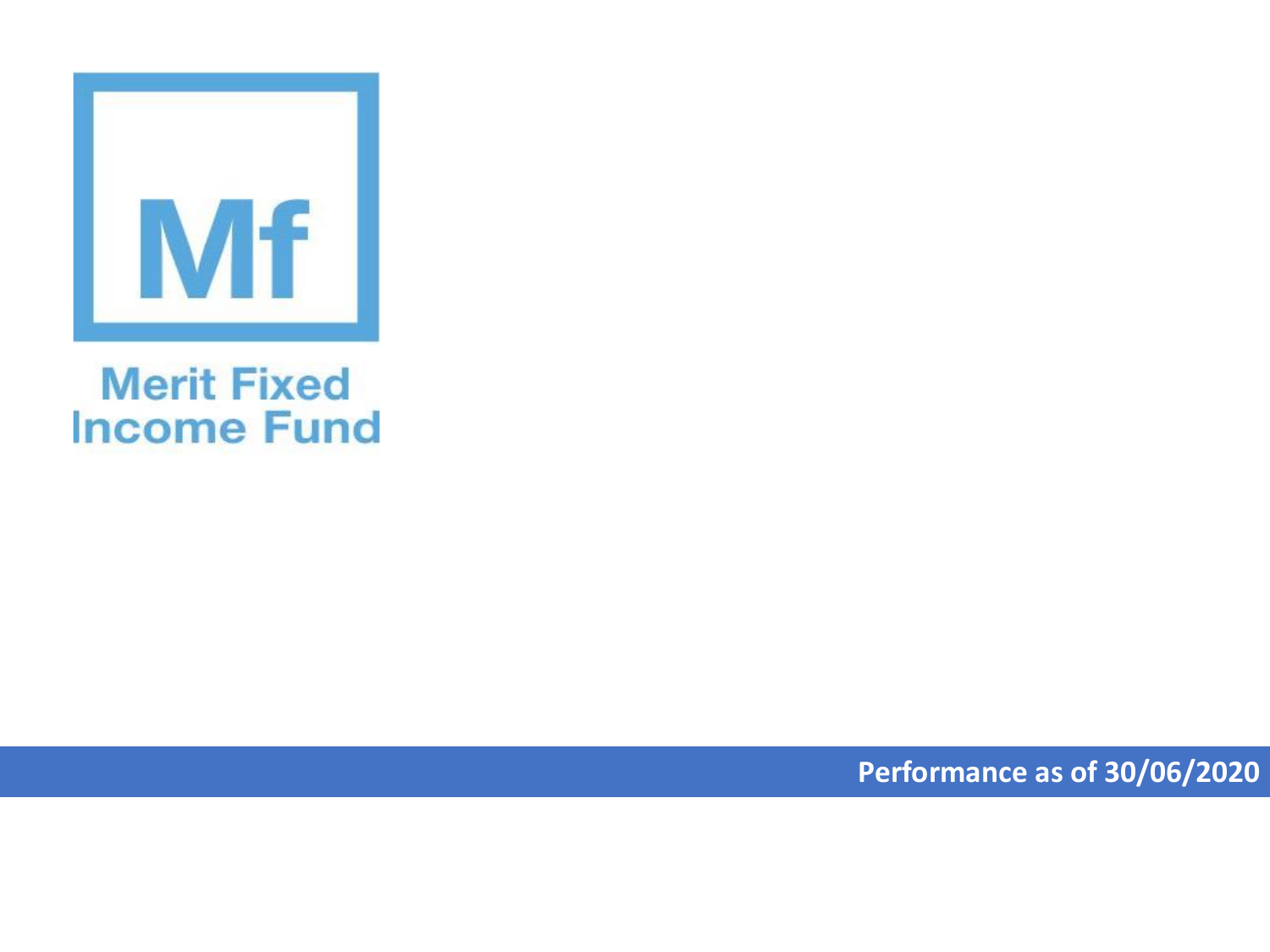Mf

# Merit Fixed Income Fund

**Performance as of 30/06/2020**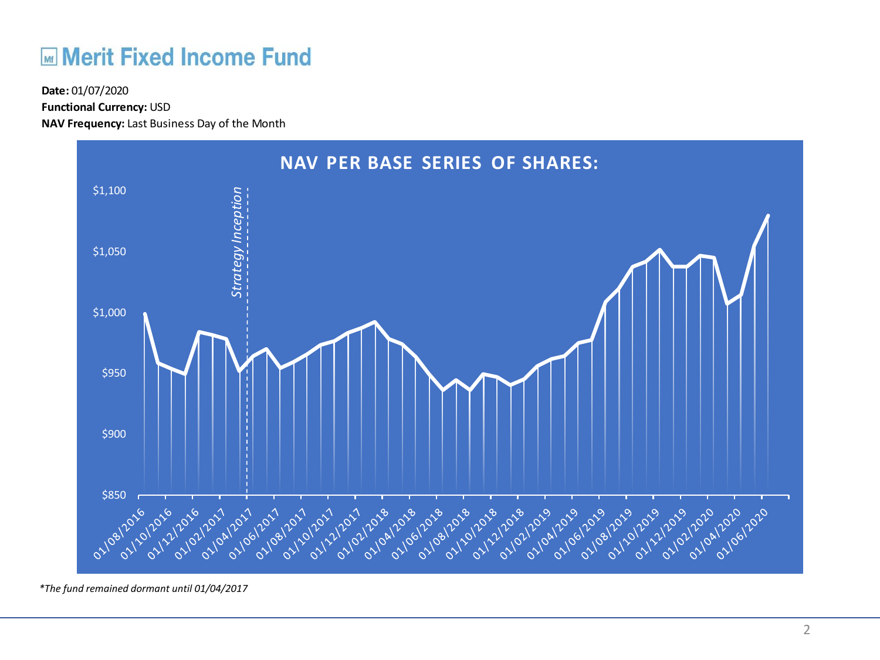# Merit Fixed Income Fund

**Date:** 01/07/2020
**Functional Currency:** USD
**NAV Frequency:** Last Business Day of the Month

**NAV PER BASE SERIES OF SHARES:**

*Strategy Inception*

$1,100
$1,050
$1,000
$950
$900
$850

01/08/2016, 01/10/2016, 01/12/2016, 01/02/2017, 01/04/2017, 01/06/2017, 01/08/2017, 01/10/2017, 01/12/2017, 01/02/2018, 01/04/2018, 01/06/2018, 01/08/2018, 01/10/2018, 01/12/2018, 01/02/2019, 01/04/2019, 01/06/2019, 01/08/2019, 01/10/2019, 01/12/2019, 01/02/2020, 01/04/2020, 01/06/2020

*\*The fund remained dormant until 01/04/2017*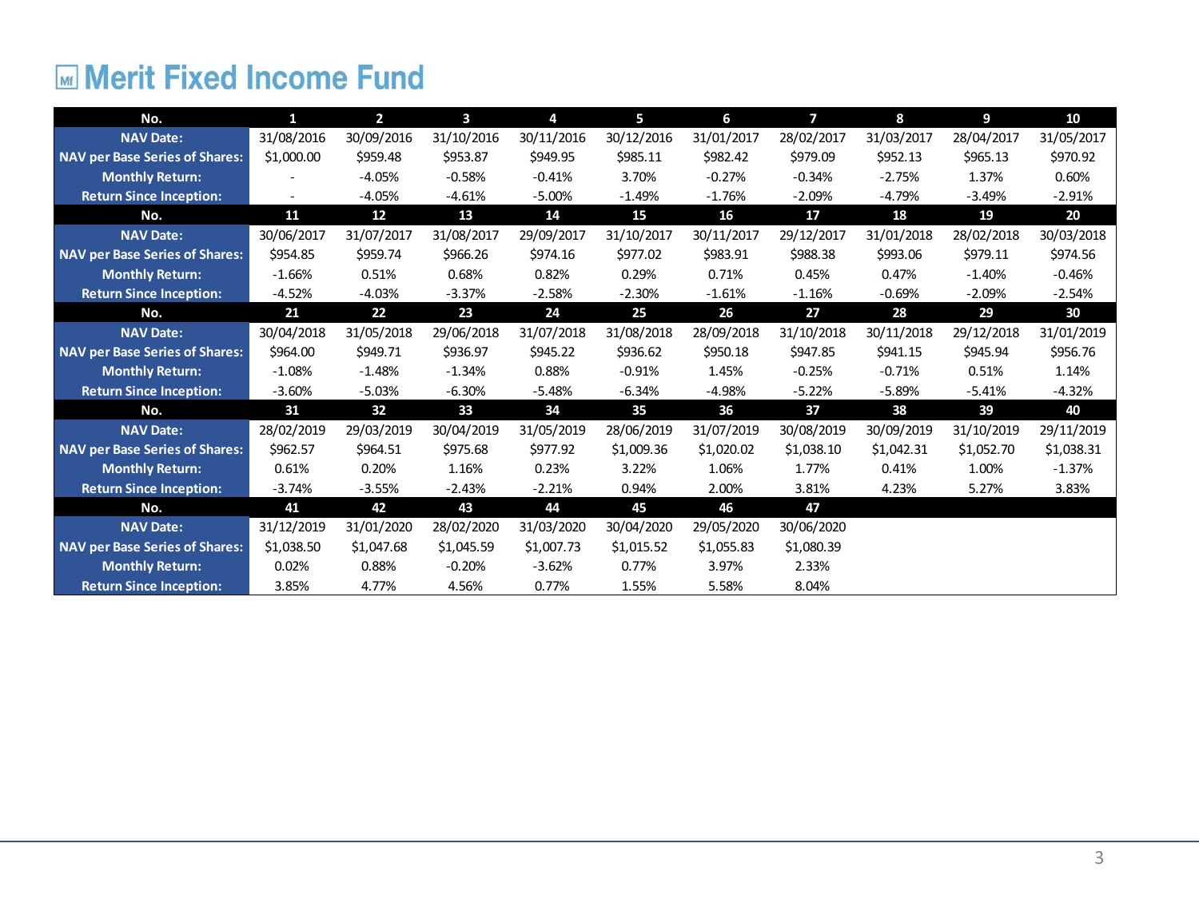# Merit Fixed Income Fund

| No. | 1 | 2 | 3 | 4 | 5 | 6 | 7 | 8 | 9 | 10 |
|---|---|---|---|---|---|---|---|---|---|---|
| NAV Date: | 31/08/2016 | 30/09/2016 | 31/10/2016 | 30/11/2016 | 30/12/2016 | 31/01/2017 | 28/02/2017 | 31/03/2017 | 28/04/2017 | 31/05/2017 |
| NAV per Base Series of Shares: | $1,000.00 | $959.48 | $953.87 | $949.95 | $985.11 | $982.42 | $979.09 | $952.13 | $965.13 | $970.92 |
| Monthly Return: | - | -4.05% | -0.58% | -0.41% | 3.70% | -0.27% | -0.34% | -2.75% | 1.37% | 0.60% |
| Return Since Inception: | - | -4.05% | -4.61% | -5.00% | -1.49% | -1.76% | -2.09% | -4.79% | -3.49% | -2.91% |
| **No.** | **11** | **12** | **13** | **14** | **15** | **16** | **17** | **18** | **19** | **20** |
| NAV Date: | 30/06/2017 | 31/07/2017 | 31/08/2017 | 29/09/2017 | 31/10/2017 | 30/11/2017 | 29/12/2017 | 31/01/2018 | 28/02/2018 | 30/03/2018 |
| NAV per Base Series of Shares: | $954.85 | $959.74 | $966.26 | $974.16 | $977.02 | $983.91 | $988.38 | $993.06 | $979.11 | $974.56 |
| Monthly Return: | -1.66% | 0.51% | 0.68% | 0.82% | 0.29% | 0.71% | 0.45% | 0.47% | -1.40% | -0.46% |
| Return Since Inception: | -4.52% | -4.03% | -3.37% | -2.58% | -2.30% | -1.61% | -1.16% | -0.69% | -2.09% | -2.54% |
| **No.** | **21** | **22** | **23** | **24** | **25** | **26** | **27** | **28** | **29** | **30** |
| NAV Date: | 30/04/2018 | 31/05/2018 | 29/06/2018 | 31/07/2018 | 31/08/2018 | 28/09/2018 | 31/10/2018 | 30/11/2018 | 29/12/2018 | 31/01/2019 |
| NAV per Base Series of Shares: | $964.00 | $949.71 | $936.97 | $945.22 | $936.62 | $950.18 | $947.85 | $941.15 | $945.94 | $956.76 |
| Monthly Return: | -1.08% | -1.48% | -1.34% | 0.88% | -0.91% | 1.45% | -0.25% | -0.71% | 0.51% | 1.14% |
| Return Since Inception: | -3.60% | -5.03% | -6.30% | -5.48% | -6.34% | -4.98% | -5.22% | -5.89% | -5.41% | -4.32% |
| **No.** | **31** | **32** | **33** | **34** | **35** | **36** | **37** | **38** | **39** | **40** |
| NAV Date: | 28/02/2019 | 29/03/2019 | 30/04/2019 | 31/05/2019 | 28/06/2019 | 31/07/2019 | 30/08/2019 | 30/09/2019 | 31/10/2019 | 29/11/2019 |
| NAV per Base Series of Shares: | $962.57 | $964.51 | $975.68 | $977.92 | $1,009.36 | $1,020.02 | $1,038.10 | $1,042.31 | $1,052.70 | $1,038.31 |
| Monthly Return: | 0.61% | 0.20% | 1.16% | 0.23% | 3.22% | 1.06% | 1.77% | 0.41% | 1.00% | -1.37% |
| Return Since Inception: | -3.74% | -3.55% | -2.43% | -2.21% | 0.94% | 2.00% | 3.81% | 4.23% | 5.27% | 3.83% |
| **No.** | **41** | **42** | **43** | **44** | **45** | **46** | **47** | | | |
| NAV Date: | 31/12/2019 | 31/01/2020 | 28/02/2020 | 31/03/2020 | 30/04/2020 | 29/05/2020 | 30/06/2020 | | | |
| NAV per Base Series of Shares: | $1,038.50 | $1,047.68 | $1,045.59 | $1,007.73 | $1,015.52 | $1,055.83 | $1,080.39 | | | |
| Monthly Return: | 0.02% | 0.88% | -0.20% | -3.62% | 0.77% | 3.97% | 2.33% | | | |
| Return Since Inception: | 3.85% | 4.77% | 4.56% | 0.77% | 1.55% | 5.58% | 8.04% | | | |